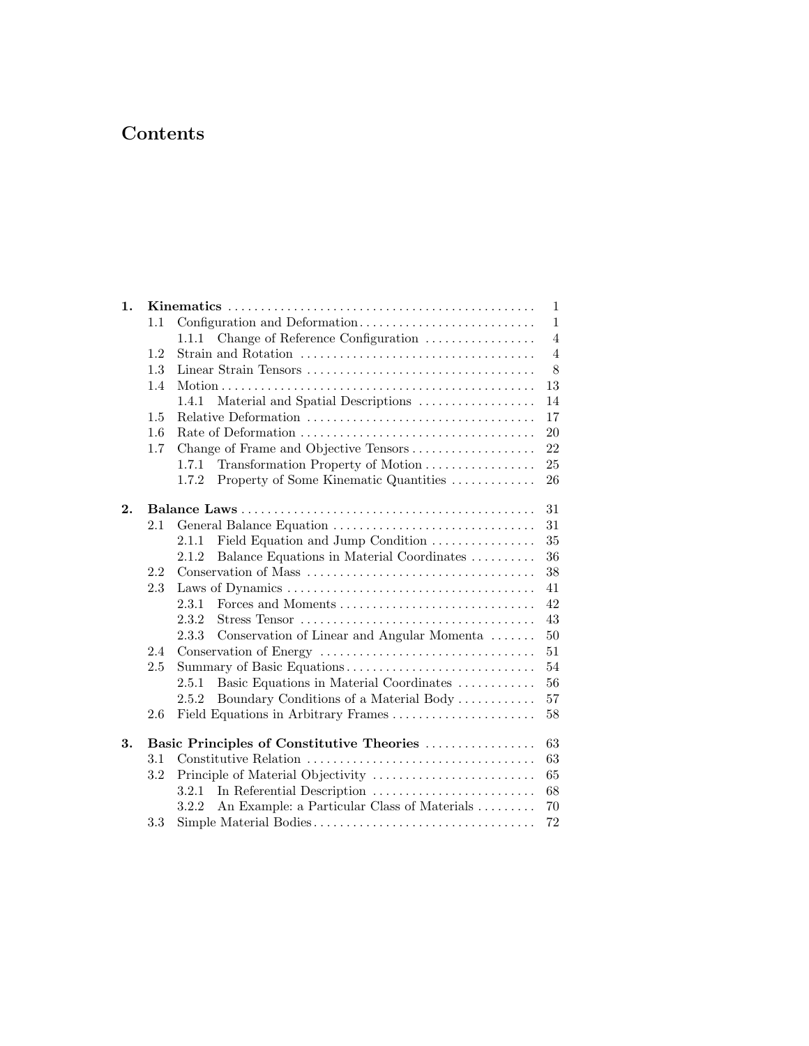# Contents

| | | | |
|---|---|---|---|
| **1.** | **Kinematics** | | 1 |
| | 1.1 | Configuration and Deformation | 1 |
| | | 1.1.1 Change of Reference Configuration | 4 |
| | 1.2 | Strain and Rotation | 4 |
| | 1.3 | Linear Strain Tensors | 8 |
| | 1.4 | Motion | 13 |
| | | 1.4.1 Material and Spatial Descriptions | 14 |
| | 1.5 | Relative Deformation | 17 |
| | 1.6 | Rate of Deformation | 20 |
| | 1.7 | Change of Frame and Objective Tensors | 22 |
| | | 1.7.1 Transformation Property of Motion | 25 |
| | | 1.7.2 Property of Some Kinematic Quantities | 26 |
| **2.** | **Balance Laws** | | 31 |
| | 2.1 | General Balance Equation | 31 |
| | | 2.1.1 Field Equation and Jump Condition | 35 |
| | | 2.1.2 Balance Equations in Material Coordinates | 36 |
| | 2.2 | Conservation of Mass | 38 |
| | 2.3 | Laws of Dynamics | 41 |
| | | 2.3.1 Forces and Moments | 42 |
| | | 2.3.2 Stress Tensor | 43 |
| | | 2.3.3 Conservation of Linear and Angular Momenta | 50 |
| | 2.4 | Conservation of Energy | 51 |
| | 2.5 | Summary of Basic Equations | 54 |
| | | 2.5.1 Basic Equations in Material Coordinates | 56 |
| | | 2.5.2 Boundary Conditions of a Material Body | 57 |
| | 2.6 | Field Equations in Arbitrary Frames | 58 |
| **3.** | **Basic Principles of Constitutive Theories** | | 63 |
| | 3.1 | Constitutive Relation | 63 |
| | 3.2 | Principle of Material Objectivity | 65 |
| | | 3.2.1 In Referential Description | 68 |
| | | 3.2.2 An Example: a Particular Class of Materials | 70 |
| | 3.3 | Simple Material Bodies | 72 |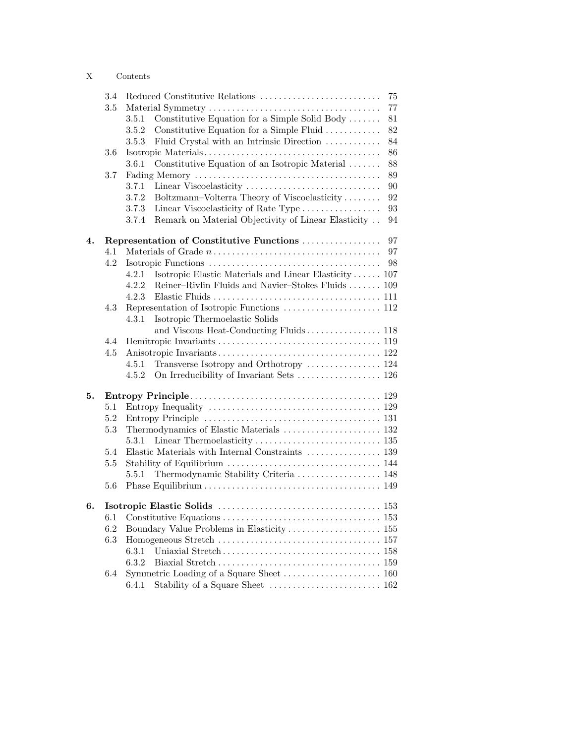3.4 Reduced Constitutive Relations ... 75
3.5 Material Symmetry ... 77
  3.5.1 Constitutive Equation for a Simple Solid Body ... 81
  3.5.2 Constitutive Equation for a Simple Fluid ... 82
  3.5.3 Fluid Crystal with an Intrinsic Direction ... 84
3.6 Isotropic Materials ... 86
  3.6.1 Constitutive Equation of an Isotropic Material ... 88
3.7 Fading Memory ... 89
  3.7.1 Linear Viscoelasticity ... 90
  3.7.2 Boltzmann–Volterra Theory of Viscoelasticity ... 92
  3.7.3 Linear Viscoelasticity of Rate Type ... 93
  3.7.4 Remark on Material Objectivity of Linear Elasticity ... 94

**4. Representation of Constitutive Functions** ... 97
4.1 Materials of Grade $n$ ... 97
4.2 Isotropic Functions ... 98
  4.2.1 Isotropic Elastic Materials and Linear Elasticity ... 107
  4.2.2 Reiner–Rivlin Fluids and Navier–Stokes Fluids ... 109
  4.2.3 Elastic Fluids ... 111
4.3 Representation of Isotropic Functions ... 112
  4.3.1 Isotropic Thermoelastic Solids and Viscous Heat-Conducting Fluids ... 118
4.4 Hemitropic Invariants ... 119
4.5 Anisotropic Invariants ... 122
  4.5.1 Transverse Isotropy and Orthotropy ... 124
  4.5.2 On Irreducibility of Invariant Sets ... 126

**5. Entropy Principle** ... 129
5.1 Entropy Inequality ... 129
5.2 Entropy Principle ... 131
5.3 Thermodynamics of Elastic Materials ... 132
  5.3.1 Linear Thermoelasticity ... 135
5.4 Elastic Materials with Internal Constraints ... 139
5.5 Stability of Equilibrium ... 144
  5.5.1 Thermodynamic Stability Criteria ... 148
5.6 Phase Equilibrium ... 149

**6. Isotropic Elastic Solids** ... 153
6.1 Constitutive Equations ... 153
6.2 Boundary Value Problems in Elasticity ... 155
6.3 Homogeneous Stretch ... 157
  6.3.1 Uniaxial Stretch ... 158
  6.3.2 Biaxial Stretch ... 159
6.4 Symmetric Loading of a Square Sheet ... 160
  6.4.1 Stability of a Square Sheet ... 162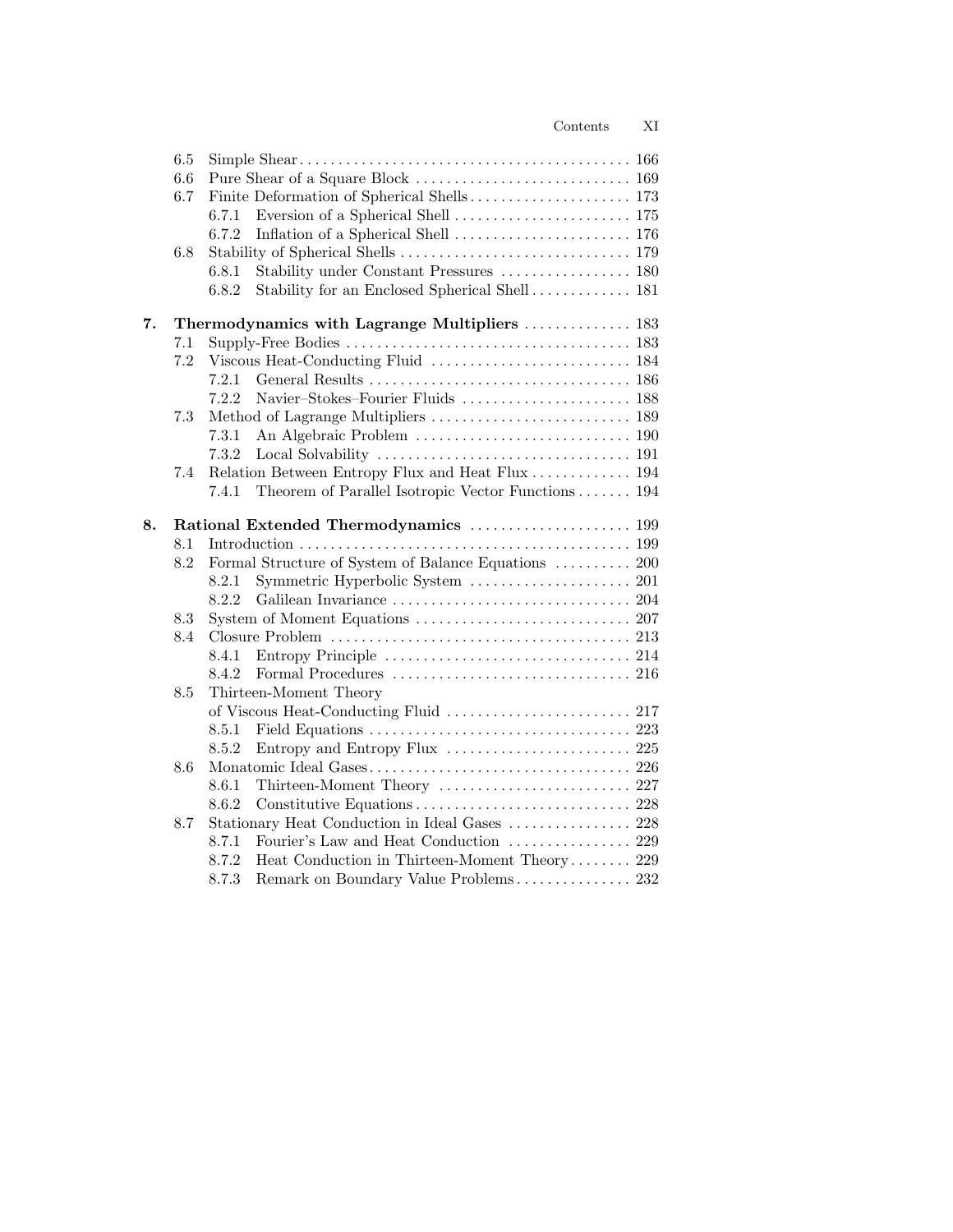6.5 Simple Shear ... 166
6.6 Pure Shear of a Square Block ... 169
6.7 Finite Deformation of Spherical Shells ... 173
  6.7.1 Eversion of a Spherical Shell ... 175
  6.7.2 Inflation of a Spherical Shell ... 176
6.8 Stability of Spherical Shells ... 179
  6.8.1 Stability under Constant Pressures ... 180
  6.8.2 Stability for an Enclosed Spherical Shell ... 181

**7. Thermodynamics with Lagrange Multipliers** ... 183
7.1 Supply-Free Bodies ... 183
7.2 Viscous Heat-Conducting Fluid ... 184
  7.2.1 General Results ... 186
  7.2.2 Navier–Stokes–Fourier Fluids ... 188
7.3 Method of Lagrange Multipliers ... 189
  7.3.1 An Algebraic Problem ... 190
  7.3.2 Local Solvability ... 191
7.4 Relation Between Entropy Flux and Heat Flux ... 194
  7.4.1 Theorem of Parallel Isotropic Vector Functions ... 194

**8. Rational Extended Thermodynamics** ... 199
8.1 Introduction ... 199
8.2 Formal Structure of System of Balance Equations ... 200
  8.2.1 Symmetric Hyperbolic System ... 201
  8.2.2 Galilean Invariance ... 204
8.3 System of Moment Equations ... 207
8.4 Closure Problem ... 213
  8.4.1 Entropy Principle ... 214
  8.4.2 Formal Procedures ... 216
8.5 Thirteen-Moment Theory of Viscous Heat-Conducting Fluid ... 217
  8.5.1 Field Equations ... 223
  8.5.2 Entropy and Entropy Flux ... 225
8.6 Monatomic Ideal Gases ... 226
  8.6.1 Thirteen-Moment Theory ... 227
  8.6.2 Constitutive Equations ... 228
8.7 Stationary Heat Conduction in Ideal Gases ... 228
  8.7.1 Fourier's Law and Heat Conduction ... 229
  8.7.2 Heat Conduction in Thirteen-Moment Theory ... 229
  8.7.3 Remark on Boundary Value Problems ... 232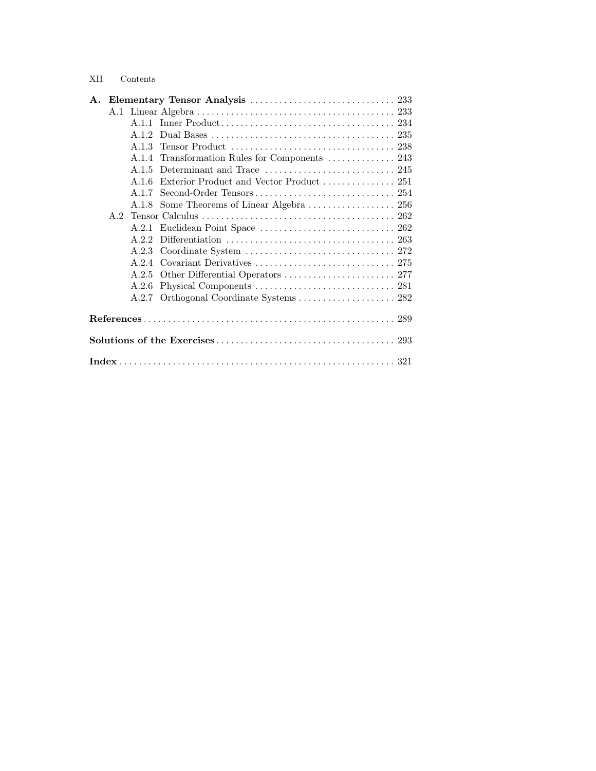**A. Elementary Tensor Analysis** ............................... 233

- A.1 Linear Algebra ........................................... 233
  - A.1.1 Inner Product ..................................... 234
  - A.1.2 Dual Bases ....................................... 235
  - A.1.3 Tensor Product ................................... 238
  - A.1.4 Transformation Rules for Components .............. 243
  - A.1.5 Determinant and Trace ............................ 245
  - A.1.6 Exterior Product and Vector Product ............... 251
  - A.1.7 Second-Order Tensors .............................. 254
  - A.1.8 Some Theorems of Linear Algebra .................. 256
- A.2 Tensor Calculus ......................................... 262
  - A.2.1 Euclidean Point Space ............................ 262
  - A.2.2 Differentiation ................................... 263
  - A.2.3 Coordinate System ............................... 272
  - A.2.4 Covariant Derivatives ............................. 275
  - A.2.5 Other Differential Operators ....................... 277
  - A.2.6 Physical Components ............................. 281
  - A.2.7 Orthogonal Coordinate Systems .................... 282

**References** ..................................................... 289

**Solutions of the Exercises** ..................................... 293

**Index** .......................................................... 321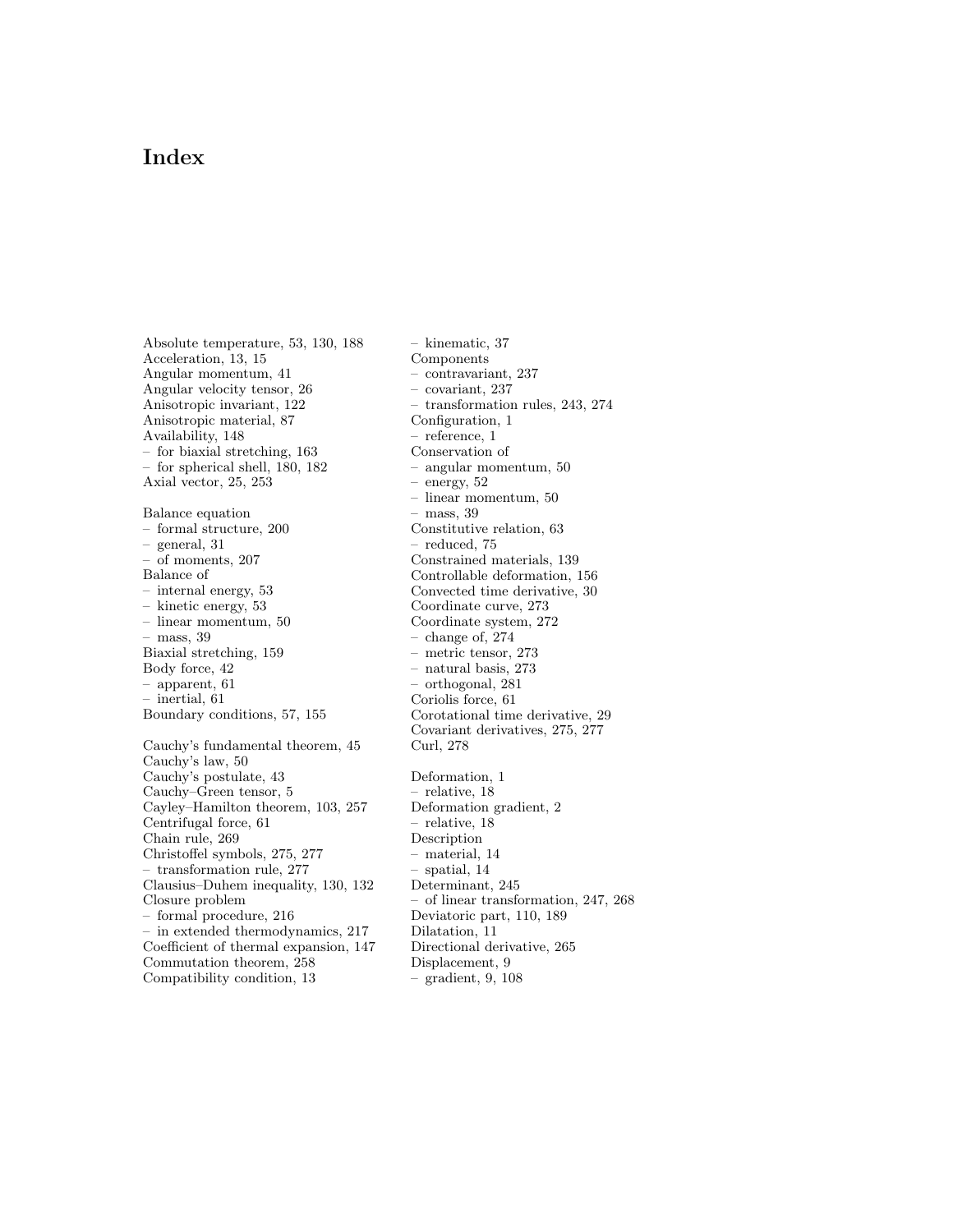# Index

Absolute temperature, 53, 130, 188
Acceleration, 13, 15
Angular momentum, 41
Angular velocity tensor, 26
Anisotropic invariant, 122
Anisotropic material, 87
Availability, 148
– for biaxial stretching, 163
– for spherical shell, 180, 182
Axial vector, 25, 253

Balance equation
– formal structure, 200
– general, 31
– of moments, 207
Balance of
– internal energy, 53
– kinetic energy, 53
– linear momentum, 50
– mass, 39
Biaxial stretching, 159
Body force, 42
– apparent, 61
– inertial, 61
Boundary conditions, 57, 155

Cauchy's fundamental theorem, 45
Cauchy's law, 50
Cauchy's postulate, 43
Cauchy–Green tensor, 5
Cayley–Hamilton theorem, 103, 257
Centrifugal force, 61
Chain rule, 269
Christoffel symbols, 275, 277
– transformation rule, 277
Clausius–Duhem inequality, 130, 132
Closure problem
– formal procedure, 216
– in extended thermodynamics, 217
Coefficient of thermal expansion, 147
Commutation theorem, 258
Compatibility condition, 13
– kinematic, 37
Components
– contravariant, 237
– covariant, 237
– transformation rules, 243, 274
Configuration, 1
– reference, 1
Conservation of
– angular momentum, 50
– energy, 52
– linear momentum, 50
– mass, 39
Constitutive relation, 63
– reduced, 75
Constrained materials, 139
Controllable deformation, 156
Convected time derivative, 30
Coordinate curve, 273
Coordinate system, 272
– change of, 274
– metric tensor, 273
– natural basis, 273
– orthogonal, 281
Coriolis force, 61
Corotational time derivative, 29
Covariant derivatives, 275, 277
Curl, 278

Deformation, 1
– relative, 18
Deformation gradient, 2
– relative, 18
Description
– material, 14
– spatial, 14
Determinant, 245
– of linear transformation, 247, 268
Deviatoric part, 110, 189
Dilatation, 11
Directional derivative, 265
Displacement, 9
– gradient, 9, 108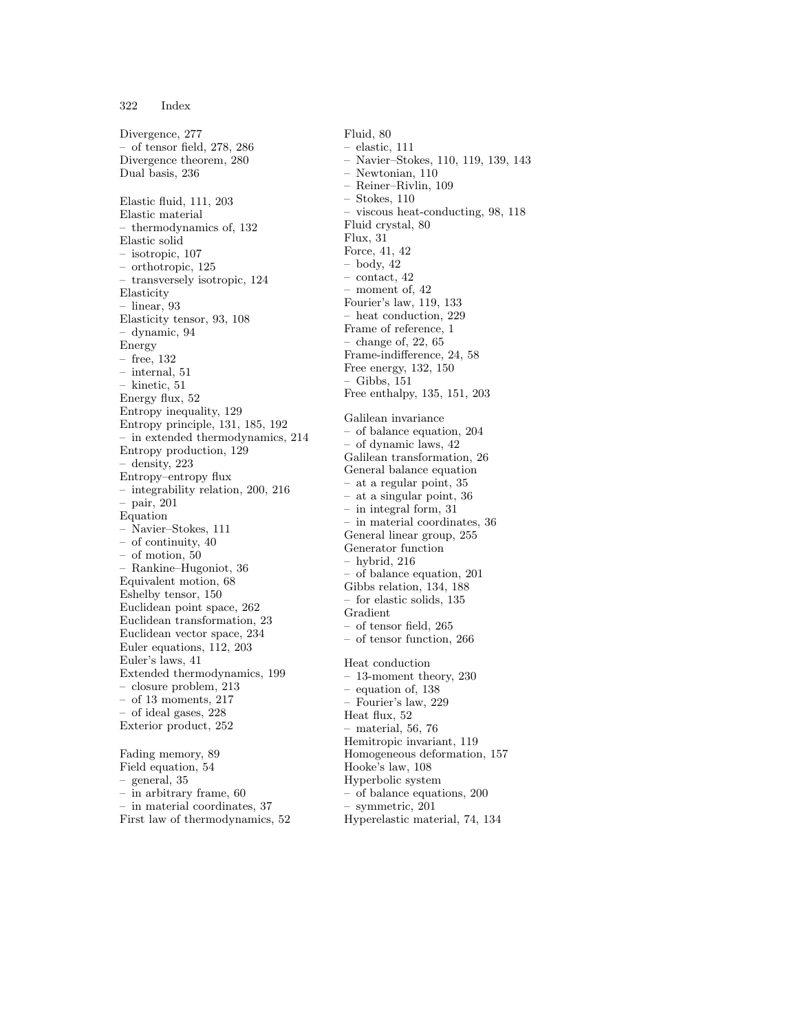Divergence, 277
– of tensor field, 278, 286
Divergence theorem, 280
Dual basis, 236

Elastic fluid, 111, 203
Elastic material
– thermodynamics of, 132
Elastic solid
– isotropic, 107
– orthotropic, 125
– transversely isotropic, 124
Elasticity
– linear, 93
Elasticity tensor, 93, 108
– dynamic, 94
Energy
– free, 132
– internal, 51
– kinetic, 51
Energy flux, 52
Entropy inequality, 129
Entropy principle, 131, 185, 192
– in extended thermodynamics, 214
Entropy production, 129
– density, 223
Entropy–entropy flux
– integrability relation, 200, 216
– pair, 201
Equation
– Navier–Stokes, 111
– of continuity, 40
– of motion, 50
– Rankine–Hugoniot, 36
Equivalent motion, 68
Eshelby tensor, 150
Euclidean point space, 262
Euclidean transformation, 23
Euclidean vector space, 234
Euler equations, 112, 203
Euler's laws, 41
Extended thermodynamics, 199
– closure problem, 213
– of 13 moments, 217
– of ideal gases, 228
Exterior product, 252

Fading memory, 89
Field equation, 54
– general, 35
– in arbitrary frame, 60
– in material coordinates, 37
First law of thermodynamics, 52
Fluid, 80
– elastic, 111
– Navier–Stokes, 110, 119, 139, 143
– Newtonian, 110
– Reiner–Rivlin, 109
– Stokes, 110
– viscous heat-conducting, 98, 118
Fluid crystal, 80
Flux, 31
Force, 41, 42
– body, 42
– contact, 42
– moment of, 42
Fourier's law, 119, 133
– heat conduction, 229
Frame of reference, 1
– change of, 22, 65
Frame-indifference, 24, 58
Free energy, 132, 150
– Gibbs, 151
Free enthalpy, 135, 151, 203

Galilean invariance
– of balance equation, 204
– of dynamic laws, 42
Galilean transformation, 26
General balance equation
– at a regular point, 35
– at a singular point, 36
– in integral form, 31
– in material coordinates, 36
General linear group, 255
Generator function
– hybrid, 216
– of balance equation, 201
Gibbs relation, 134, 188
– for elastic solids, 135
Gradient
– of tensor field, 265
– of tensor function, 266

Heat conduction
– 13-moment theory, 230
– equation of, 138
– Fourier's law, 229
Heat flux, 52
– material, 56, 76
Hemitropic invariant, 119
Homogeneous deformation, 157
Hooke's law, 108
Hyperbolic system
– of balance equations, 200
– symmetric, 201
Hyperelastic material, 74, 134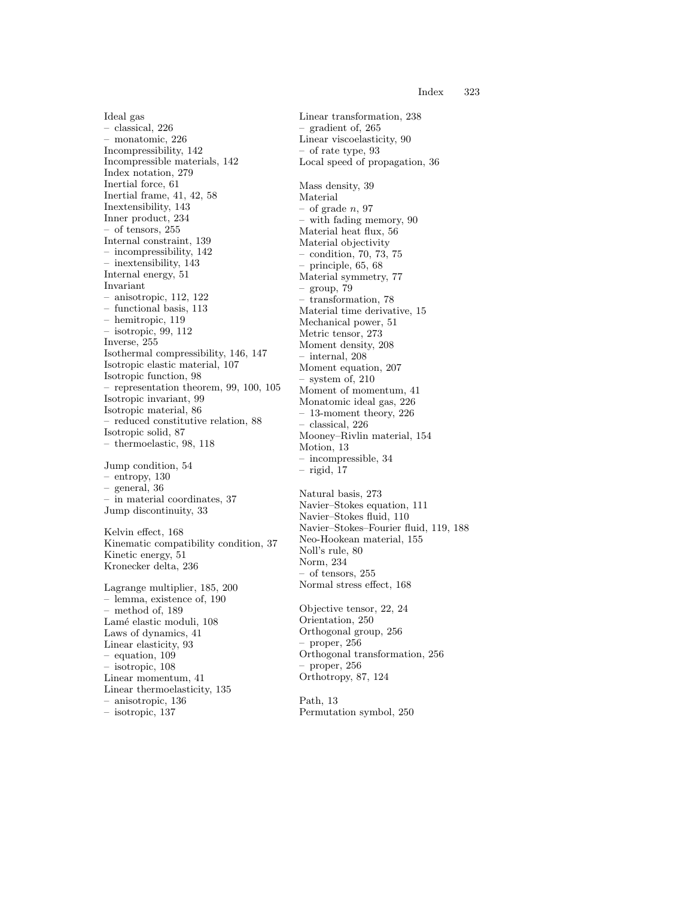Ideal gas
– classical, 226
– monatomic, 226
Incompressibility, 142
Incompressible materials, 142
Index notation, 279
Inertial force, 61
Inertial frame, 41, 42, 58
Inextensibility, 143
Inner product, 234
– of tensors, 255
Internal constraint, 139
– incompressibility, 142
– inextensibility, 143
Internal energy, 51
Invariant
– anisotropic, 112, 122
– functional basis, 113
– hemitropic, 119
– isotropic, 99, 112
Inverse, 255
Isothermal compressibility, 146, 147
Isotropic elastic material, 107
Isotropic function, 98
– representation theorem, 99, 100, 105
Isotropic invariant, 99
Isotropic material, 86
– reduced constitutive relation, 88
Isotropic solid, 87
– thermoelastic, 98, 118

Jump condition, 54
– entropy, 130
– general, 36
– in material coordinates, 37
Jump discontinuity, 33

Kelvin effect, 168
Kinematic compatibility condition, 37
Kinetic energy, 51
Kronecker delta, 236

Lagrange multiplier, 185, 200
– lemma, existence of, 190
– method of, 189
Lamé elastic moduli, 108
Laws of dynamics, 41
Linear elasticity, 93
– equation, 109
– isotropic, 108
Linear momentum, 41
Linear thermoelasticity, 135
– anisotropic, 136
– isotropic, 137

Linear transformation, 238
– gradient of, 265
Linear viscoelasticity, 90
– of rate type, 93
Local speed of propagation, 36

Mass density, 39
Material
– of grade $n$, 97
– with fading memory, 90
Material heat flux, 56
Material objectivity
– condition, 70, 73, 75
– principle, 65, 68
Material symmetry, 77
– group, 79
– transformation, 78
Material time derivative, 15
Mechanical power, 51
Metric tensor, 273
Moment density, 208
– internal, 208
Moment equation, 207
– system of, 210
Moment of momentum, 41
Monatomic ideal gas, 226
– 13-moment theory, 226
– classical, 226
Mooney–Rivlin material, 154
Motion, 13
– incompressible, 34
– rigid, 17

Natural basis, 273
Navier–Stokes equation, 111
Navier–Stokes fluid, 110
Navier–Stokes–Fourier fluid, 119, 188
Neo-Hookean material, 155
Noll's rule, 80
Norm, 234
– of tensors, 255
Normal stress effect, 168

Objective tensor, 22, 24
Orientation, 250
Orthogonal group, 256
– proper, 256
Orthogonal transformation, 256
– proper, 256
Orthotropy, 87, 124

Path, 13
Permutation symbol, 250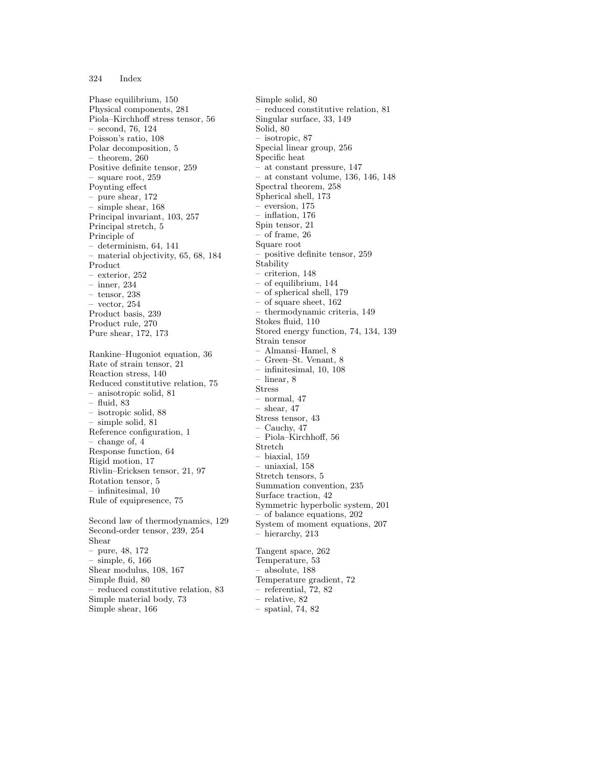Phase equilibrium, 150
Physical components, 281
Piola–Kirchhoff stress tensor, 56
– second, 76, 124
Poisson's ratio, 108
Polar decomposition, 5
– theorem, 260
Positive definite tensor, 259
– square root, 259
Poynting effect
– pure shear, 172
– simple shear, 168
Principal invariant, 103, 257
Principal stretch, 5
Principle of
– determinism, 64, 141
– material objectivity, 65, 68, 184
Product
– exterior, 252
– inner, 234
– tensor, 238
– vector, 254
Product basis, 239
Product rule, 270
Pure shear, 172, 173

Rankine–Hugoniot equation, 36
Rate of strain tensor, 21
Reaction stress, 140
Reduced constitutive relation, 75
– anisotropic solid, 81
– fluid, 83
– isotropic solid, 88
– simple solid, 81
Reference configuration, 1
– change of, 4
Response function, 64
Rigid motion, 17
Rivlin–Ericksen tensor, 21, 97
Rotation tensor, 5
– infinitesimal, 10
Rule of equipresence, 75

Second law of thermodynamics, 129
Second-order tensor, 239, 254
Shear
– pure, 48, 172
– simple, 6, 166
Shear modulus, 108, 167
Simple fluid, 80
– reduced constitutive relation, 83
Simple material body, 73
Simple shear, 166

Simple solid, 80
– reduced constitutive relation, 81
Singular surface, 33, 149
Solid, 80
– isotropic, 87
Special linear group, 256
Specific heat
– at constant pressure, 147
– at constant volume, 136, 146, 148
Spectral theorem, 258
Spherical shell, 173
– eversion, 175
– inflation, 176
Spin tensor, 21
– of frame, 26
Square root
– positive definite tensor, 259
Stability
– criterion, 148
– of equilibrium, 144
– of spherical shell, 179
– of square sheet, 162
– thermodynamic criteria, 149
Stokes fluid, 110
Stored energy function, 74, 134, 139
Strain tensor
– Almansi–Hamel, 8
– Green–St. Venant, 8
– infinitesimal, 10, 108
– linear, 8
Stress
– normal, 47
– shear, 47
Stress tensor, 43
– Cauchy, 47
– Piola–Kirchhoff, 56
Stretch
– biaxial, 159
– uniaxial, 158
Stretch tensors, 5
Summation convention, 235
Surface traction, 42
Symmetric hyperbolic system, 201
– of balance equations, 202
System of moment equations, 207
– hierarchy, 213

Tangent space, 262
Temperature, 53
– absolute, 188
Temperature gradient, 72
– referential, 72, 82
– relative, 82
– spatial, 74, 82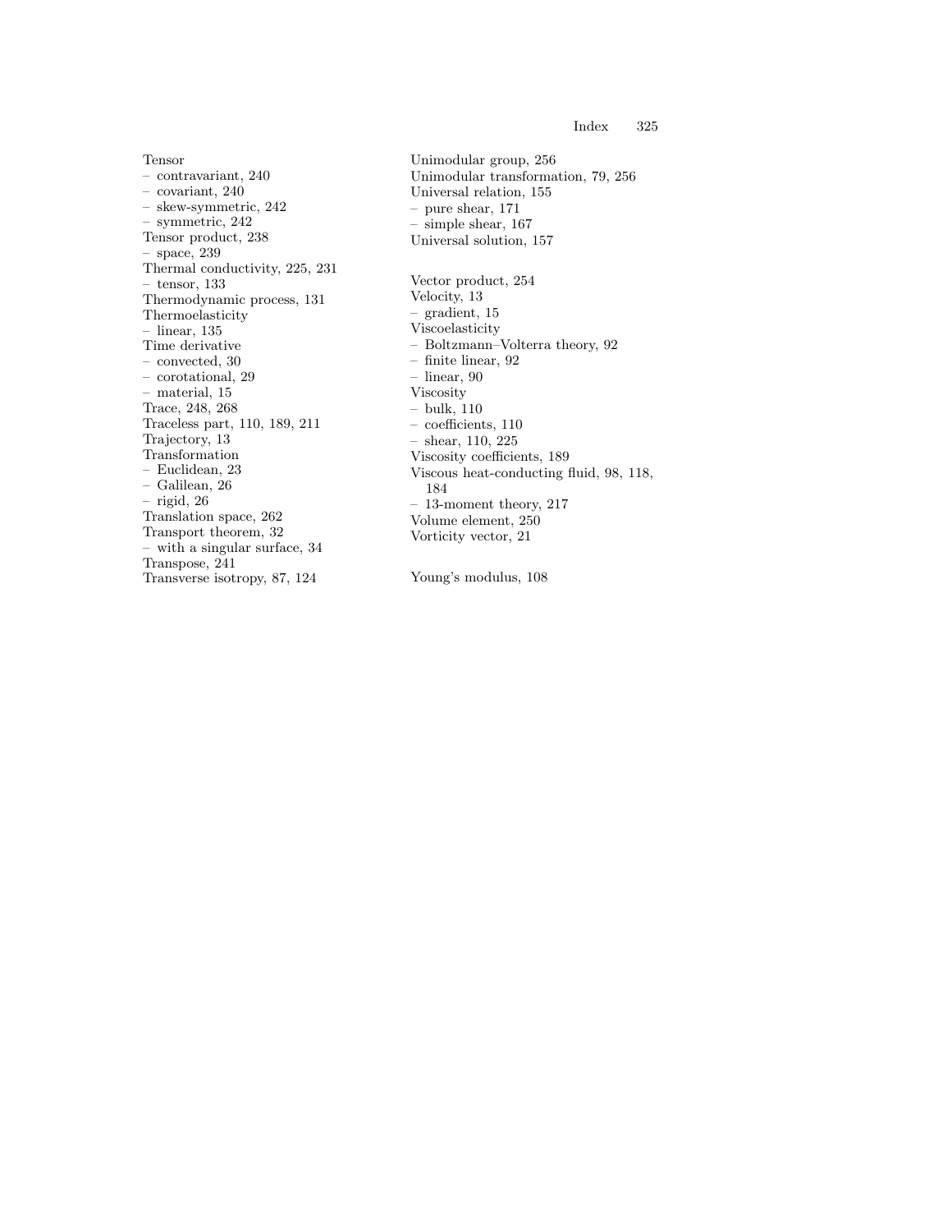Tensor
– contravariant, 240
– covariant, 240
– skew-symmetric, 242
– symmetric, 242
Tensor product, 238
– space, 239
Thermal conductivity, 225, 231
– tensor, 133
Thermodynamic process, 131
Thermoelasticity
– linear, 135
Time derivative
– convected, 30
– corotational, 29
– material, 15
Trace, 248, 268
Traceless part, 110, 189, 211
Trajectory, 13
Transformation
– Euclidean, 23
– Galilean, 26
– rigid, 26
Translation space, 262
Transport theorem, 32
– with a singular surface, 34
Transpose, 241
Transverse isotropy, 87, 124

Unimodular group, 256
Unimodular transformation, 79, 256
Universal relation, 155
– pure shear, 171
– simple shear, 167
Universal solution, 157

Vector product, 254
Velocity, 13
– gradient, 15
Viscoelasticity
– Boltzmann–Volterra theory, 92
– finite linear, 92
– linear, 90
Viscosity
– bulk, 110
– coefficients, 110
– shear, 110, 225
Viscosity coefficients, 189
Viscous heat-conducting fluid, 98, 118, 184
– 13-moment theory, 217
Volume element, 250
Vorticity vector, 21

Young's modulus, 108